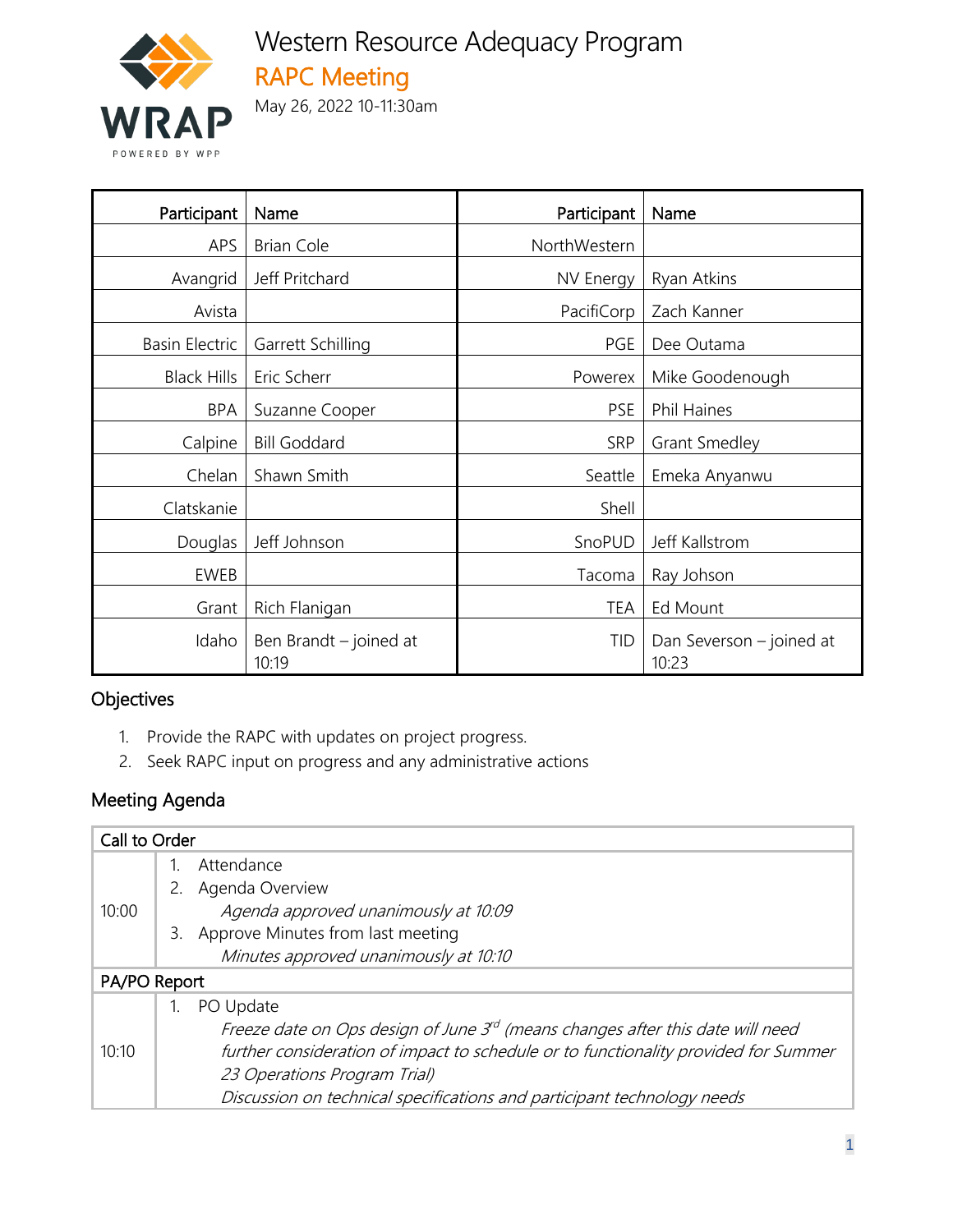# Western Resource Adequacy Program

## RAPC Meeting

May 26, 2022 10-11:30am

| Participant | Name | Participant | Name |
|---|---|---|---|
| APS | Brian Cole | NorthWestern | |
| Avangrid | Jeff Pritchard | NV Energy | Ryan Atkins |
| Avista | | PacifiCorp | Zach Kanner |
| Basin Electric | Garrett Schilling | PGE | Dee Outama |
| Black Hills | Eric Scherr | Powerex | Mike Goodenough |
| BPA | Suzanne Cooper | PSE | Phil Haines |
| Calpine | Bill Goddard | SRP | Grant Smedley |
| Chelan | Shawn Smith | Seattle | Emeka Anyanwu |
| Clatskanie | | Shell | |
| Douglas | Jeff Johnson | SnoPUD | Jeff Kallstrom |
| EWEB | | Tacoma | Ray Johson |
| Grant | Rich Flanigan | TEA | Ed Mount |
| Idaho | Ben Brandt – joined at 10:19 | TID | Dan Severson – joined at 10:23 |

## Objectives

1. Provide the RAPC with updates on project progress.
2. Seek RAPC input on progress and any administrative actions

## Meeting Agenda

| Call to Order | |
|---|---|
| 10:00 | 1. Attendance<br>2. Agenda Overview<br>*Agenda approved unanimously at 10:09*<br>3. Approve Minutes from last meeting<br>*Minutes approved unanimously at 10:10* |
| **PA/PO Report** | |
| 10:10 | 1. PO Update<br>*Freeze date on Ops design of June 3rd (means changes after this date will need further consideration of impact to schedule or to functionality provided for Summer 23 Operations Program Trial)*<br>*Discussion on technical specifications and participant technology needs* |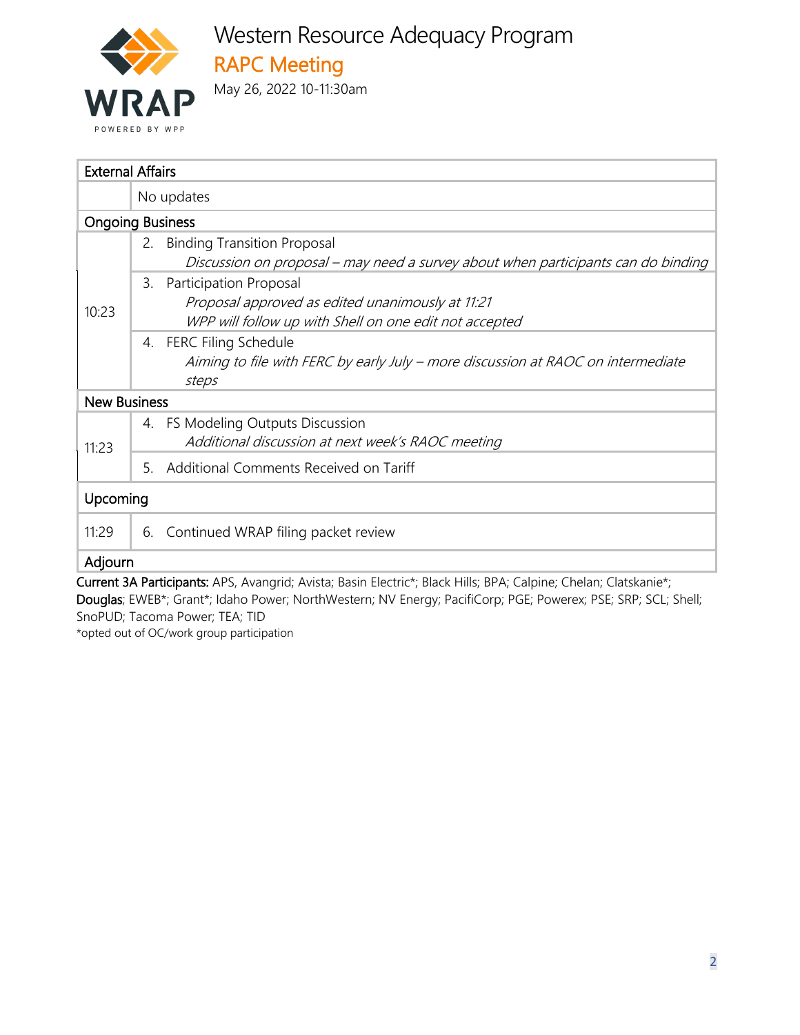# Western Resource Adequacy Program

## RAPC Meeting

May 26, 2022 10-11:30am

| External Affairs | |
|---|---|
| | No updates |
| **Ongoing Business** | |
| 10:23 | 2. Binding Transition Proposal<br>*Discussion on proposal – may need a survey about when participants can do binding* |
| | 3. Participation Proposal<br>*Proposal approved as edited unanimously at 11:21*<br>*WPP will follow up with Shell on one edit not accepted* |
| | 4. FERC Filing Schedule<br>*Aiming to file with FERC by early July – more discussion at RAOC on intermediate steps* |
| **New Business** | |
| 11:23 | 4. FS Modeling Outputs Discussion<br>*Additional discussion at next week's RAOC meeting* |
| | 5. Additional Comments Received on Tariff |
| **Upcoming** | |
| 11:29 | 6. Continued WRAP filing packet review |
| **Adjourn** | |

**Current 3A Participants:** APS, Avangrid; Avista; Basin Electric*; Black Hills; BPA; Calpine; Chelan; Clatskanie*; **Douglas**; EWEB*; Grant*; Idaho Power; NorthWestern; NV Energy; PacifiCorp; PGE; Powerex; PSE; SRP; SCL; Shell; SnoPUD; Tacoma Power; TEA; TID

*opted out of OC/work group participation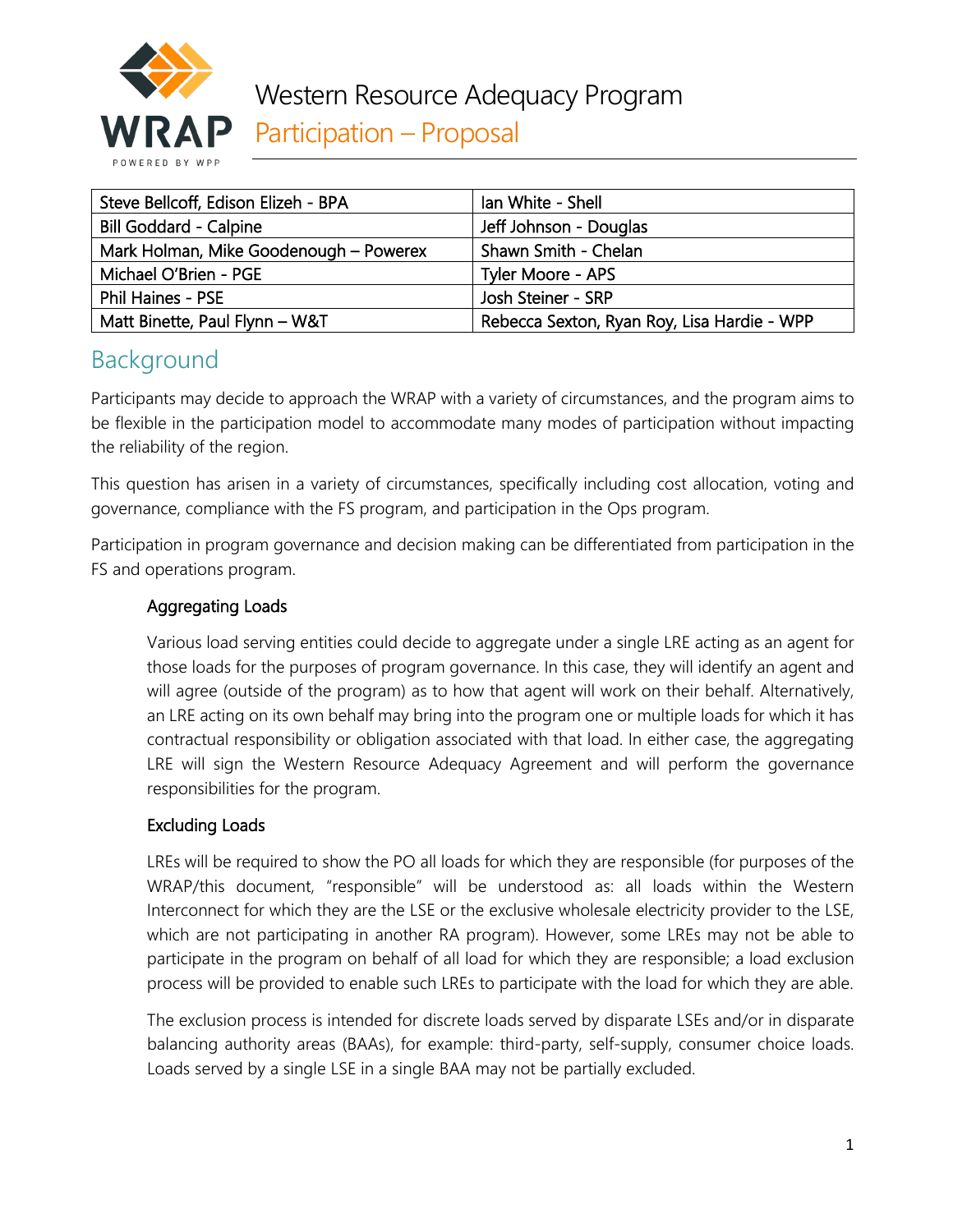# Western Resource Adequacy Program

## Participation – Proposal

| Steve Bellcoff, Edison Elizeh - BPA | Ian White - Shell |
|---|---|
| Bill Goddard - Calpine | Jeff Johnson - Douglas |
| Mark Holman, Mike Goodenough – Powerex | Shawn Smith - Chelan |
| Michael O'Brien - PGE | Tyler Moore - APS |
| Phil Haines - PSE | Josh Steiner - SRP |
| Matt Binette, Paul Flynn – W&T | Rebecca Sexton, Ryan Roy, Lisa Hardie - WPP |

## Background

Participants may decide to approach the WRAP with a variety of circumstances, and the program aims to be flexible in the participation model to accommodate many modes of participation without impacting the reliability of the region.

This question has arisen in a variety of circumstances, specifically including cost allocation, voting and governance, compliance with the FS program, and participation in the Ops program.

Participation in program governance and decision making can be differentiated from participation in the FS and operations program.

### Aggregating Loads

Various load serving entities could decide to aggregate under a single LRE acting as an agent for those loads for the purposes of program governance. In this case, they will identify an agent and will agree (outside of the program) as to how that agent will work on their behalf. Alternatively, an LRE acting on its own behalf may bring into the program one or multiple loads for which it has contractual responsibility or obligation associated with that load. In either case, the aggregating LRE will sign the Western Resource Adequacy Agreement and will perform the governance responsibilities for the program.

### Excluding Loads

LREs will be required to show the PO all loads for which they are responsible (for purposes of the WRAP/this document, "responsible" will be understood as: all loads within the Western Interconnect for which they are the LSE or the exclusive wholesale electricity provider to the LSE, which are not participating in another RA program). However, some LREs may not be able to participate in the program on behalf of all load for which they are responsible; a load exclusion process will be provided to enable such LREs to participate with the load for which they are able.

The exclusion process is intended for discrete loads served by disparate LSEs and/or in disparate balancing authority areas (BAAs), for example: third-party, self-supply, consumer choice loads. Loads served by a single LSE in a single BAA may not be partially excluded.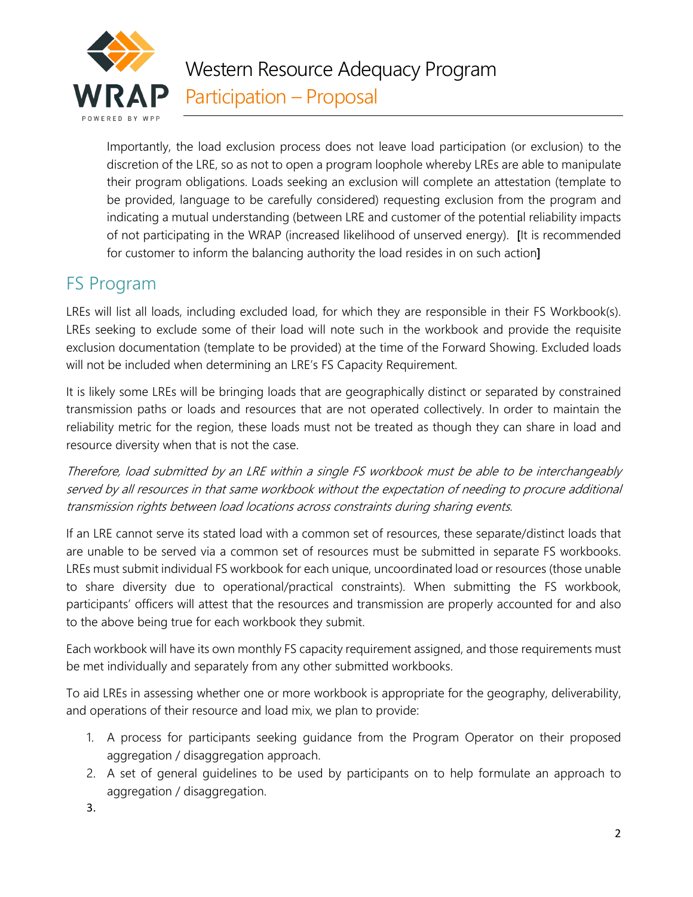Importantly, the load exclusion process does not leave load participation (or exclusion) to the discretion of the LRE, so as not to open a program loophole whereby LREs are able to manipulate their program obligations. Loads seeking an exclusion will complete an attestation (template to be provided, language to be carefully considered) requesting exclusion from the program and indicating a mutual understanding (between LRE and customer of the potential reliability impacts of not participating in the WRAP (increased likelihood of unserved energy). [It is recommended for customer to inform the balancing authority the load resides in on such action]

## FS Program

LREs will list all loads, including excluded load, for which they are responsible in their FS Workbook(s). LREs seeking to exclude some of their load will note such in the workbook and provide the requisite exclusion documentation (template to be provided) at the time of the Forward Showing. Excluded loads will not be included when determining an LRE's FS Capacity Requirement.

It is likely some LREs will be bringing loads that are geographically distinct or separated by constrained transmission paths or loads and resources that are not operated collectively. In order to maintain the reliability metric for the region, these loads must not be treated as though they can share in load and resource diversity when that is not the case.

*Therefore, load submitted by an LRE within a single FS workbook must be able to be interchangeably served by all resources in that same workbook without the expectation of needing to procure additional transmission rights between load locations across constraints during sharing events.*

If an LRE cannot serve its stated load with a common set of resources, these separate/distinct loads that are unable to be served via a common set of resources must be submitted in separate FS workbooks. LREs must submit individual FS workbook for each unique, uncoordinated load or resources (those unable to share diversity due to operational/practical constraints). When submitting the FS workbook, participants' officers will attest that the resources and transmission are properly accounted for and also to the above being true for each workbook they submit.

Each workbook will have its own monthly FS capacity requirement assigned, and those requirements must be met individually and separately from any other submitted workbooks.

To aid LREs in assessing whether one or more workbook is appropriate for the geography, deliverability, and operations of their resource and load mix, we plan to provide:

1. A process for participants seeking guidance from the Program Operator on their proposed aggregation / disaggregation approach.
2. A set of general guidelines to be used by participants on to help formulate an approach to aggregation / disaggregation.
3.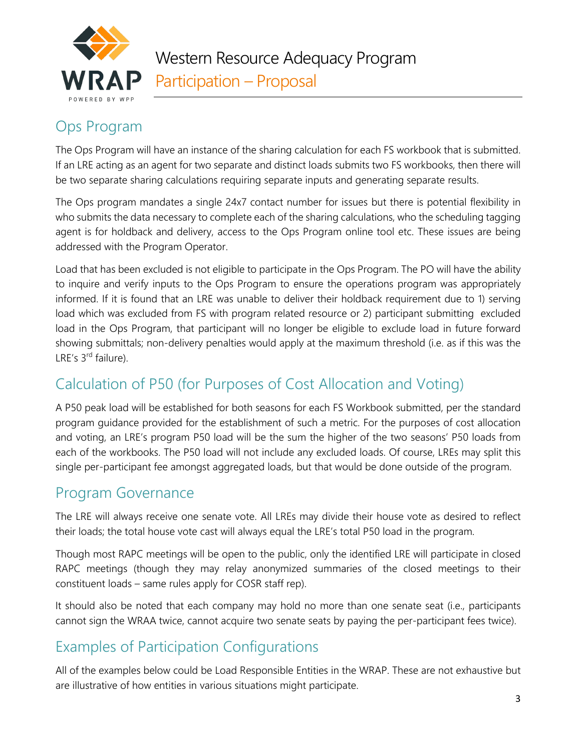## Ops Program

The Ops Program will have an instance of the sharing calculation for each FS workbook that is submitted. If an LRE acting as an agent for two separate and distinct loads submits two FS workbooks, then there will be two separate sharing calculations requiring separate inputs and generating separate results.

The Ops program mandates a single 24x7 contact number for issues but there is potential flexibility in who submits the data necessary to complete each of the sharing calculations, who the scheduling tagging agent is for holdback and delivery, access to the Ops Program online tool etc. These issues are being addressed with the Program Operator.

Load that has been excluded is not eligible to participate in the Ops Program. The PO will have the ability to inquire and verify inputs to the Ops Program to ensure the operations program was appropriately informed. If it is found that an LRE was unable to deliver their holdback requirement due to 1) serving load which was excluded from FS with program related resource or 2) participant submitting excluded load in the Ops Program, that participant will no longer be eligible to exclude load in future forward showing submittals; non-delivery penalties would apply at the maximum threshold (i.e. as if this was the LRE's 3rd failure).

## Calculation of P50 (for Purposes of Cost Allocation and Voting)

A P50 peak load will be established for both seasons for each FS Workbook submitted, per the standard program guidance provided for the establishment of such a metric. For the purposes of cost allocation and voting, an LRE's program P50 load will be the sum the higher of the two seasons' P50 loads from each of the workbooks. The P50 load will not include any excluded loads. Of course, LREs may split this single per-participant fee amongst aggregated loads, but that would be done outside of the program.

## Program Governance

The LRE will always receive one senate vote. All LREs may divide their house vote as desired to reflect their loads; the total house vote cast will always equal the LRE's total P50 load in the program.

Though most RAPC meetings will be open to the public, only the identified LRE will participate in closed RAPC meetings (though they may relay anonymized summaries of the closed meetings to their constituent loads – same rules apply for COSR staff rep).

It should also be noted that each company may hold no more than one senate seat (i.e., participants cannot sign the WRAA twice, cannot acquire two senate seats by paying the per-participant fees twice).

## Examples of Participation Configurations

All of the examples below could be Load Responsible Entities in the WRAP. These are not exhaustive but are illustrative of how entities in various situations might participate.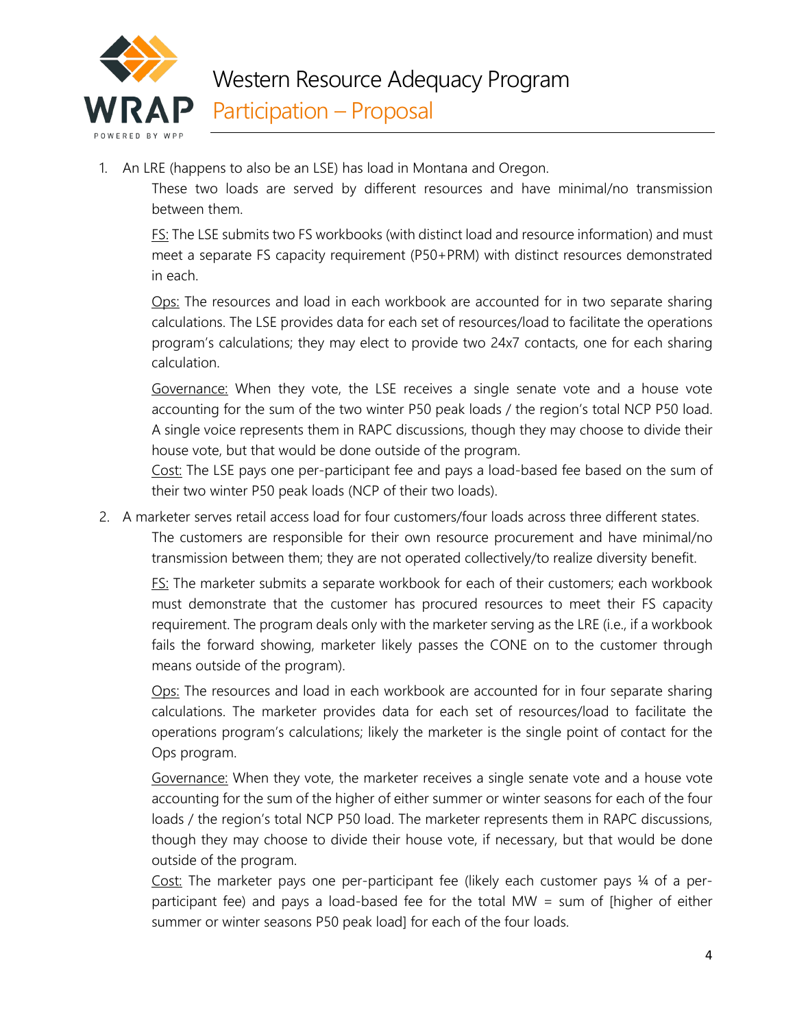1. An LRE (happens to also be an LSE) has load in Montana and Oregon.

   These two loads are served by different resources and have minimal/no transmission between them.

   FS: The LSE submits two FS workbooks (with distinct load and resource information) and must meet a separate FS capacity requirement (P50+PRM) with distinct resources demonstrated in each.

   Ops: The resources and load in each workbook are accounted for in two separate sharing calculations. The LSE provides data for each set of resources/load to facilitate the operations program's calculations; they may elect to provide two 24x7 contacts, one for each sharing calculation.

   Governance: When they vote, the LSE receives a single senate vote and a house vote accounting for the sum of the two winter P50 peak loads / the region's total NCP P50 load. A single voice represents them in RAPC discussions, though they may choose to divide their house vote, but that would be done outside of the program.

   Cost: The LSE pays one per-participant fee and pays a load-based fee based on the sum of their two winter P50 peak loads (NCP of their two loads).

2. A marketer serves retail access load for four customers/four loads across three different states.

   The customers are responsible for their own resource procurement and have minimal/no transmission between them; they are not operated collectively/to realize diversity benefit.

   FS: The marketer submits a separate workbook for each of their customers; each workbook must demonstrate that the customer has procured resources to meet their FS capacity requirement. The program deals only with the marketer serving as the LRE (i.e., if a workbook fails the forward showing, marketer likely passes the CONE on to the customer through means outside of the program).

   Ops: The resources and load in each workbook are accounted for in four separate sharing calculations. The marketer provides data for each set of resources/load to facilitate the operations program's calculations; likely the marketer is the single point of contact for the Ops program.

   Governance: When they vote, the marketer receives a single senate vote and a house vote accounting for the sum of the higher of either summer or winter seasons for each of the four loads / the region's total NCP P50 load. The marketer represents them in RAPC discussions, though they may choose to divide their house vote, if necessary, but that would be done outside of the program.

   Cost: The marketer pays one per-participant fee (likely each customer pays ¼ of a per-participant fee) and pays a load-based fee for the total MW = sum of [higher of either summer or winter seasons P50 peak load] for each of the four loads.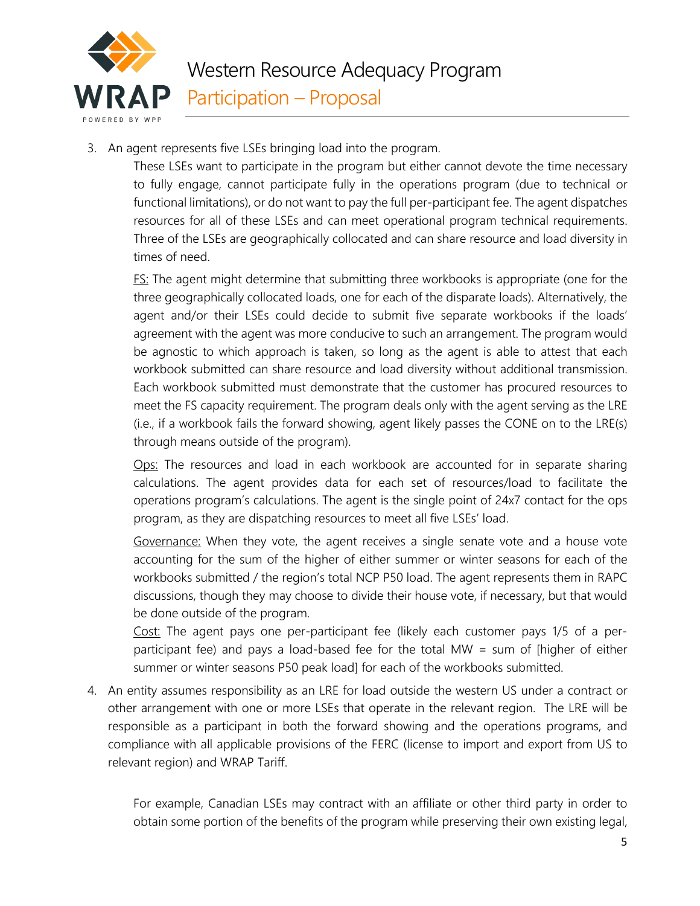3. An agent represents five LSEs bringing load into the program.

   These LSEs want to participate in the program but either cannot devote the time necessary to fully engage, cannot participate fully in the operations program (due to technical or functional limitations), or do not want to pay the full per-participant fee. The agent dispatches resources for all of these LSEs and can meet operational program technical requirements. Three of the LSEs are geographically collocated and can share resource and load diversity in times of need.

   <u>FS:</u> The agent might determine that submitting three workbooks is appropriate (one for the three geographically collocated loads, one for each of the disparate loads). Alternatively, the agent and/or their LSEs could decide to submit five separate workbooks if the loads' agreement with the agent was more conducive to such an arrangement. The program would be agnostic to which approach is taken, so long as the agent is able to attest that each workbook submitted can share resource and load diversity without additional transmission. Each workbook submitted must demonstrate that the customer has procured resources to meet the FS capacity requirement. The program deals only with the agent serving as the LRE (i.e., if a workbook fails the forward showing, agent likely passes the CONE on to the LRE(s) through means outside of the program).

   <u>Ops:</u> The resources and load in each workbook are accounted for in separate sharing calculations. The agent provides data for each set of resources/load to facilitate the operations program's calculations. The agent is the single point of 24x7 contact for the ops program, as they are dispatching resources to meet all five LSEs' load.

   <u>Governance:</u> When they vote, the agent receives a single senate vote and a house vote accounting for the sum of the higher of either summer or winter seasons for each of the workbooks submitted / the region's total NCP P50 load. The agent represents them in RAPC discussions, though they may choose to divide their house vote, if necessary, but that would be done outside of the program.

   <u>Cost:</u> The agent pays one per-participant fee (likely each customer pays 1/5 of a per-participant fee) and pays a load-based fee for the total MW = sum of [higher of either summer or winter seasons P50 peak load] for each of the workbooks submitted.

4. An entity assumes responsibility as an LRE for load outside the western US under a contract or other arrangement with one or more LSEs that operate in the relevant region. The LRE will be responsible as a participant in both the forward showing and the operations programs, and compliance with all applicable provisions of the FERC (license to import and export from US to relevant region) and WRAP Tariff.

   For example, Canadian LSEs may contract with an affiliate or other third party in order to obtain some portion of the benefits of the program while preserving their own existing legal,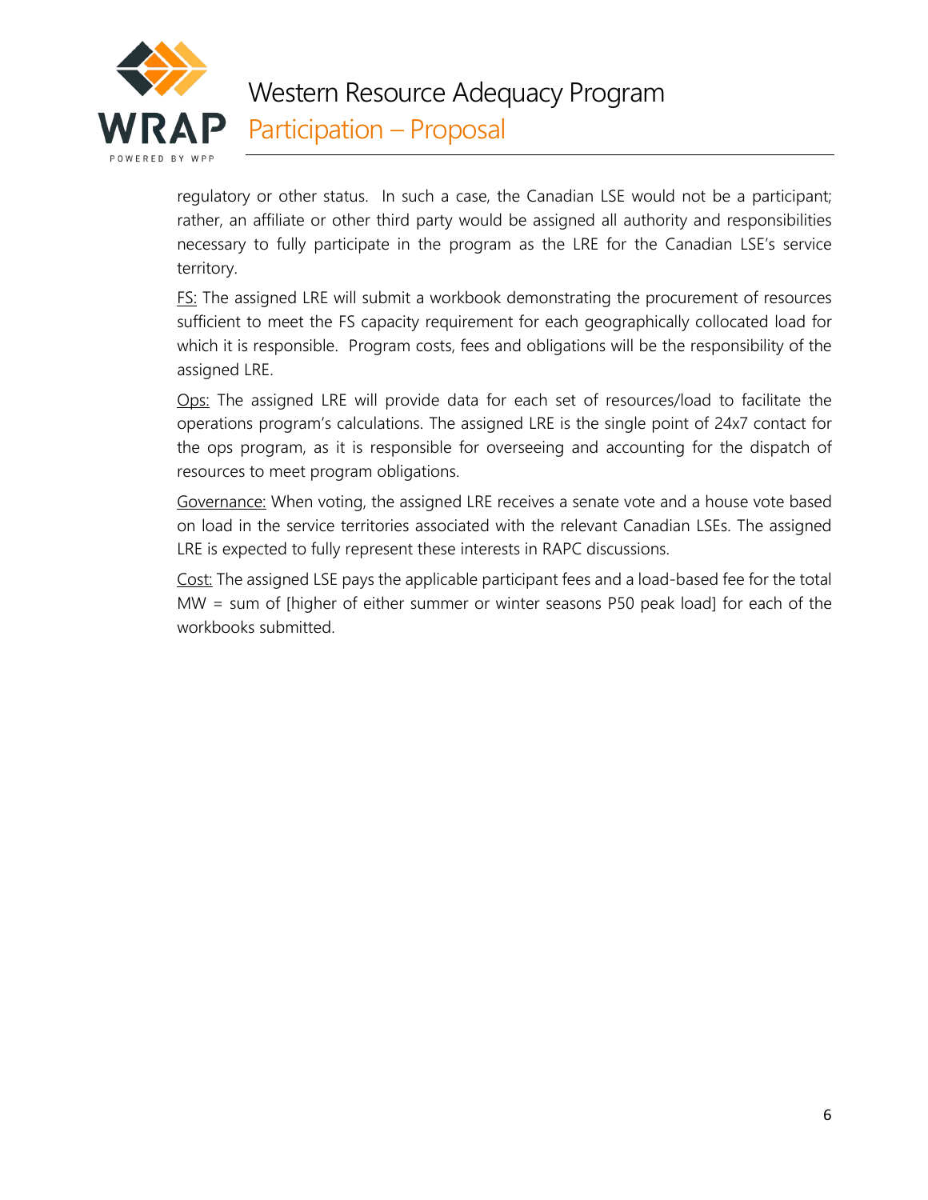regulatory or other status. In such a case, the Canadian LSE would not be a participant; rather, an affiliate or other third party would be assigned all authority and responsibilities necessary to fully participate in the program as the LRE for the Canadian LSE's service territory.

FS: The assigned LRE will submit a workbook demonstrating the procurement of resources sufficient to meet the FS capacity requirement for each geographically collocated load for which it is responsible. Program costs, fees and obligations will be the responsibility of the assigned LRE.

Ops: The assigned LRE will provide data for each set of resources/load to facilitate the operations program's calculations. The assigned LRE is the single point of 24x7 contact for the ops program, as it is responsible for overseeing and accounting for the dispatch of resources to meet program obligations.

Governance: When voting, the assigned LRE receives a senate vote and a house vote based on load in the service territories associated with the relevant Canadian LSEs. The assigned LRE is expected to fully represent these interests in RAPC discussions.

Cost: The assigned LSE pays the applicable participant fees and a load-based fee for the total MW = sum of [higher of either summer or winter seasons P50 peak load] for each of the workbooks submitted.